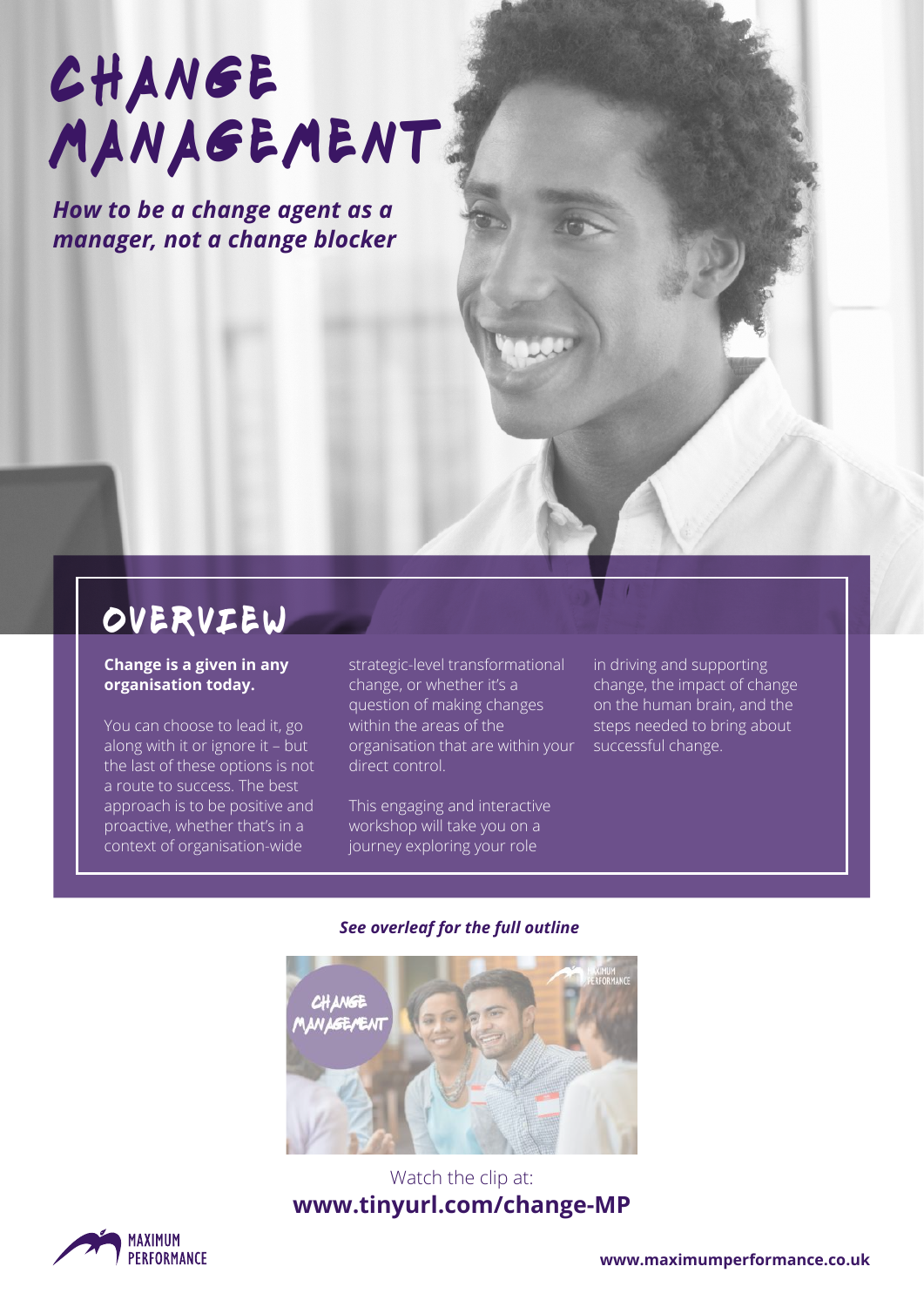# CHANGE MANAGEMENT

***How to be a change agent as a manager, not a change blocker***

## OVERVIEW

**Change is a given in any organisation today.**

You can choose to lead it, go along with it or ignore it – but the last of these options is not a route to success. The best approach is to be positive and proactive, whether that's in a context of organisation-wide strategic-level transformational change, or whether it's a question of making changes within the areas of the organisation that are within your direct control.

This engaging and interactive workshop will take you on a journey exploring your role in driving and supporting change, the impact of change on the human brain, and the steps needed to bring about successful change.

***See overleaf for the full outline***

Watch the clip at:
**www.tinyurl.com/change-MP**

MAXIMUM PERFORMANCE

**www.maximumperformance.co.uk**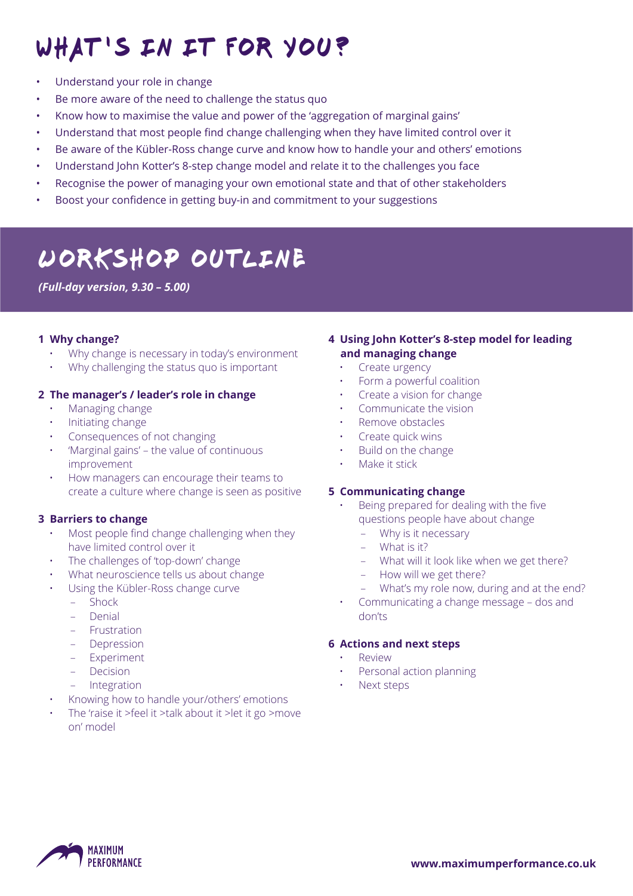# What's in it for you?

- Understand your role in change
- Be more aware of the need to challenge the status quo
- Know how to maximise the value and power of the 'aggregation of marginal gains'
- Understand that most people find change challenging when they have limited control over it
- Be aware of the Kübler-Ross change curve and know how to handle your and others' emotions
- Understand John Kotter's 8-step change model and relate it to the challenges you face
- Recognise the power of managing your own emotional state and that of other stakeholders
- Boost your confidence in getting buy-in and commitment to your suggestions

# Workshop outline

***(Full-day version, 9.30 – 5.00)***

**1 Why change?**

- Why change is necessary in today's environment
- Why challenging the status quo is important

**2 The manager's / leader's role in change**

- Managing change
- Initiating change
- Consequences of not changing
- 'Marginal gains' – the value of continuous improvement
- How managers can encourage their teams to create a culture where change is seen as positive

**3 Barriers to change**

- Most people find change challenging when they have limited control over it
- The challenges of 'top-down' change
- What neuroscience tells us about change
- Using the Kübler-Ross change curve
  - Shock
  - Denial
  - Frustration
  - Depression
  - Experiment
  - Decision
  - Integration
- Knowing how to handle your/others' emotions
- The 'raise it >feel it >talk about it >let it go >move on' model

**4 Using John Kotter's 8-step model for leading and managing change**

- Create urgency
- Form a powerful coalition
- Create a vision for change
- Communicate the vision
- Remove obstacles
- Create quick wins
- Build on the change
- Make it stick

**5 Communicating change**

- Being prepared for dealing with the five questions people have about change
  - Why is it necessary
  - What is it?
  - What will it look like when we get there?
  - How will we get there?
  - What's my role now, during and at the end?
- Communicating a change message – dos and don'ts

**6 Actions and next steps**

- Review
- Personal action planning
- Next steps

MAXIMUM PERFORMANCE

**www.maximumperformance.co.uk**